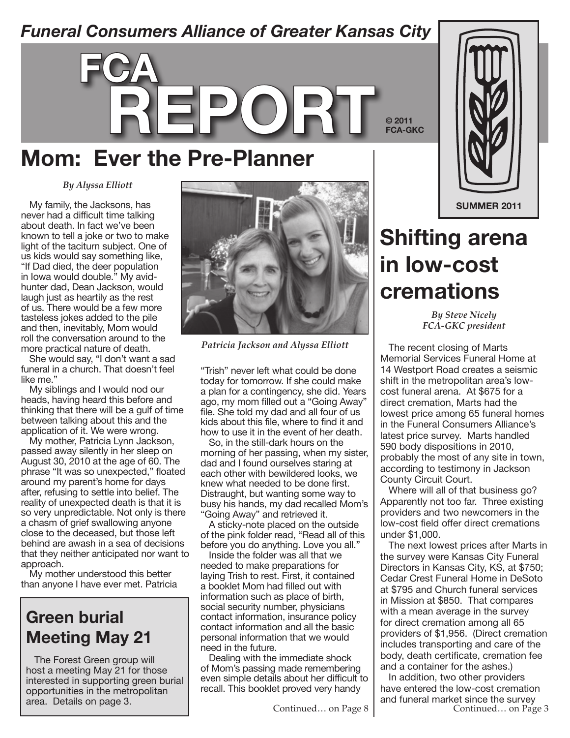*Funeral Consumers Alliance of Greater Kansas City*

# FCA REPORT

© 2011 FCA-GKC

SUMMER 2011

## Mom: Ever the Pre-Planner

*By Alyssa Elliott*

My family, the Jacksons, has never had a difficult time talking about death. In fact we've been known to tell a joke or two to make light of the taciturn subject. One of us kids would say something like, "If Dad died, the deer population in Iowa would double." My avid-hunter dad, Dean Jackson, would laugh just as heartily as the rest of us. There would be a few more tasteless jokes added to the pile and then, inevitably, Mom would roll the conversation around to the more practical nature of death.

She would say, "I don't want a sad funeral in a church. That doesn't feel like me."

My siblings and I would nod our heads, having heard this before and thinking that there will be a gulf of time between talking about this and the application of it. We were wrong.

My mother, Patricia Lynn Jackson, passed away silently in her sleep on August 30, 2010 at the age of 60. The phrase "It was so unexpected," floated around my parent's home for days after, refusing to settle into belief. The reality of unexpected death is that it is so very unpredictable. Not only is there a chasm of grief swallowing anyone close to the deceased, but those left behind are awash in a sea of decisions that they neither anticipated nor want to approach.

My mother understood this better than anyone I have ever met. Patricia

*Patricia Jackson and Alyssa Elliott*

"Trish" never left what could be done today for tomorrow. If she could make a plan for a contingency, she did. Years ago, my mom filled out a "Going Away" file. She told my dad and all four of us kids about this file, where to find it and how to use it in the event of her death.

So, in the still-dark hours on the morning of her passing, when my sister, dad and I found ourselves staring at each other with bewildered looks, we knew what needed to be done first. Distraught, but wanting some way to busy his hands, my dad recalled Mom's "Going Away" and retrieved it.

A sticky-note placed on the outside of the pink folder read, "Read all of this before you do anything. Love you all."

Inside the folder was all that we needed to make preparations for laying Trish to rest. First, it contained a booklet Mom had filled out with information such as place of birth, social security number, physicians contact information, insurance policy contact information and all the basic personal information that we would need in the future.

Dealing with the immediate shock of Mom's passing made remembering even simple details about her difficult to recall. This booklet proved very handy

Continued… on Page 8

## Green burial Meeting May 21

The Forest Green group will host a meeting May 21 for those interested in supporting green burial opportunities in the metropolitan area. Details on page 3.

## Shifting arena in low-cost cremations

*By Steve Nicely*
*FCA-GKC president*

The recent closing of Marts Memorial Services Funeral Home at 14 Westport Road creates a seismic shift in the metropolitan area's low-cost funeral arena. At $675 for a direct cremation, Marts had the lowest price among 65 funeral homes in the Funeral Consumers Alliance's latest price survey. Marts handled 590 body dispositions in 2010, probably the most of any site in town, according to testimony in Jackson County Circuit Court.

Where will all of that business go? Apparently not too far. Three existing providers and two newcomers in the low-cost field offer direct cremations under $1,000.

The next lowest prices after Marts in the survey were Kansas City Funeral Directors in Kansas City, KS, at $750; Cedar Crest Funeral Home in DeSoto at $795 and Church funeral services in Mission at $850. That compares with a mean average in the survey for direct cremation among all 65 providers of $1,956. (Direct cremation includes transporting and care of the body, death certificate, cremation fee and a container for the ashes.)

In addition, two other providers have entered the low-cost cremation and funeral market since the survey

Continued… on Page 3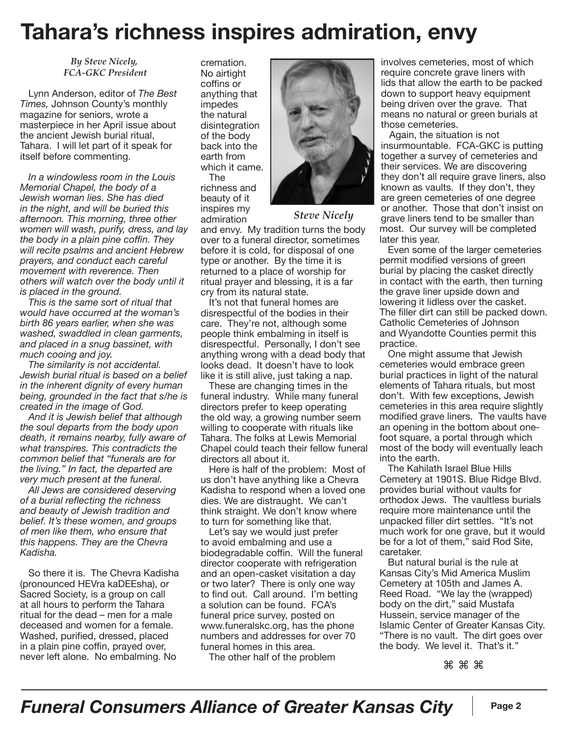# Tahara's richness inspires admiration, envy

*By Steve Nicely, FCA-GKC President*

Lynn Anderson, editor of *The Best Times,* Johnson County's monthly magazine for seniors, wrote a masterpiece in her April issue about the ancient Jewish burial ritual, Tahara. I will let part of it speak for itself before commenting.

*In a windowless room in the Louis Memorial Chapel, the body of a Jewish woman lies. She has died in the night, and will be buried this afternoon. This morning, three other women will wash, purify, dress, and lay the body in a plain pine coffin. They will recite psalms and ancient Hebrew prayers, and conduct each careful movement with reverence. Then others will watch over the body until it is placed in the ground.*

*This is the same sort of ritual that would have occurred at the woman's birth 86 years earlier, when she was washed, swaddled in clean garments, and placed in a snug bassinet, with much cooing and joy.*

*The similarity is not accidental. Jewish burial ritual is based on a belief in the inherent dignity of every human being, grounded in the fact that s/he is created in the image of God.*

*And it is Jewish belief that although the soul departs from the body upon death, it remains nearby, fully aware of what transpires. This contradicts the common belief that "funerals are for the living." In fact, the departed are very much present at the funeral.*

*All Jews are considered deserving of a burial reflecting the richness and beauty of Jewish tradition and belief. It's these women, and groups of men like them, who ensure that this happens. They are the Chevra Kadisha.*

So there it is. The Chevra Kadisha (pronounced HEVra kaDEEsha), or Sacred Society, is a group on call at all hours to perform the Tahara ritual for the dead – men for a male deceased and women for a female. Washed, purified, dressed, placed in a plain pine coffin, prayed over, never left alone. No embalming. No cremation. No airtight coffins or anything that impedes the natural disintegration of the body back into the earth from which it came.

*Steve Nicely*

The richness and beauty of it inspires my admiration and envy. My tradition turns the body over to a funeral director, sometimes before it is cold, for disposal of one type or another. By the time it is returned to a place of worship for ritual prayer and blessing, it is a far cry from its natural state.

It's not that funeral homes are disrespectful of the bodies in their care. They're not, although some people think embalming in itself is disrespectful. Personally, I don't see anything wrong with a dead body that looks dead. It doesn't have to look like it is still alive, just taking a nap.

These are changing times in the funeral industry. While many funeral directors prefer to keep operating the old way, a growing number seem willing to cooperate with rituals like Tahara. The folks at Lewis Memorial Chapel could teach their fellow funeral directors all about it.

Here is half of the problem: Most of us don't have anything like a Chevra Kadisha to respond when a loved one dies. We are distraught. We can't think straight. We don't know where to turn for something like that.

Let's say we would just prefer to avoid embalming and use a biodegradable coffin. Will the funeral director cooperate with refrigeration and an open-casket visitation a day or two later? There is only one way to find out. Call around. I'm betting a solution can be found. FCA's funeral price survey, posted on www.funeralskc.org, has the phone numbers and addresses for over 70 funeral homes in this area.

The other half of the problem involves cemeteries, most of which require concrete grave liners with lids that allow the earth to be packed down to support heavy equipment being driven over the grave. That means no natural or green burials at those cemeteries.

Again, the situation is not insurmountable. FCA-GKC is putting together a survey of cemeteries and their services. We are discovering they don't all require grave liners, also known as vaults. If they don't, they are green cemeteries of one degree or another. Those that don't insist on grave liners tend to be smaller than most. Our survey will be completed later this year.

Even some of the larger cemeteries permit modified versions of green burial by placing the casket directly in contact with the earth, then turning the grave liner upside down and lowering it lidless over the casket. The filler dirt can still be packed down. Catholic Cemeteries of Johnson and Wyandotte Counties permit this practice.

One might assume that Jewish cemeteries would embrace green burial practices in light of the natural elements of Tahara rituals, but most don't. With few exceptions, Jewish cemeteries in this area require slightly modified grave liners. The vaults have an opening in the bottom about one-foot square, a portal through which most of the body will eventually leach into the earth.

The Kahilath Israel Blue Hills Cemetery at 1901S. Blue Ridge Blvd. provides burial without vaults for orthodox Jews. The vaultless burials require more maintenance until the unpacked filler dirt settles. "It's not much work for one grave, but it would be for a lot of them," said Rod Site, caretaker.

But natural burial is the rule at Kansas City's Mid America Muslim Cemetery at 105th and James A. Reed Road. "We lay the (wrapped) body on the dirt," said Mustafa Hussein, service manager of the Islamic Center of Greater Kansas City. "There is no vault. The dirt goes over the body. We level it. That's it."

⌘ ⌘ ⌘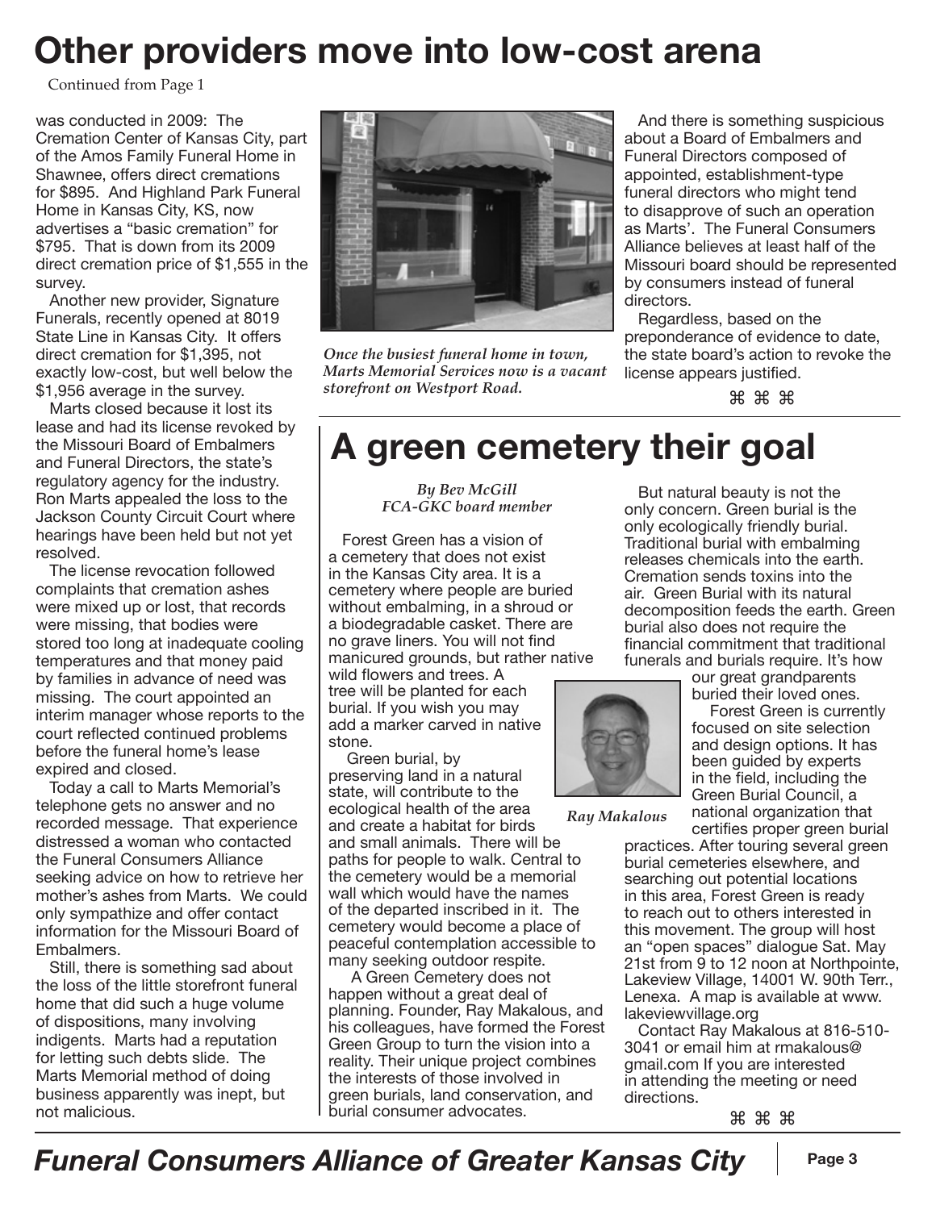# Other providers move into low-cost arena

Continued from Page 1

was conducted in 2009: The Cremation Center of Kansas City, part of the Amos Family Funeral Home in Shawnee, offers direct cremations for $895. And Highland Park Funeral Home in Kansas City, KS, now advertises a "basic cremation" for $795. That is down from its 2009 direct cremation price of $1,555 in the survey.

Another new provider, Signature Funerals, recently opened at 8019 State Line in Kansas City. It offers direct cremation for $1,395, not exactly low-cost, but well below the $1,956 average in the survey.

Marts closed because it lost its lease and had its license revoked by the Missouri Board of Embalmers and Funeral Directors, the state's regulatory agency for the industry. Ron Marts appealed the loss to the Jackson County Circuit Court where hearings have been held but not yet resolved.

The license revocation followed complaints that cremation ashes were mixed up or lost, that records were missing, that bodies were stored too long at inadequate cooling temperatures and that money paid by families in advance of need was missing. The court appointed an interim manager whose reports to the court reflected continued problems before the funeral home's lease expired and closed.

Today a call to Marts Memorial's telephone gets no answer and no recorded message. That experience distressed a woman who contacted the Funeral Consumers Alliance seeking advice on how to retrieve her mother's ashes from Marts. We could only sympathize and offer contact information for the Missouri Board of Embalmers.

Still, there is something sad about the loss of the little storefront funeral home that did such a huge volume of dispositions, many involving indigents. Marts had a reputation for letting such debts slide. The Marts Memorial method of doing business apparently was inept, but not malicious.

*Once the busiest funeral home in town, Marts Memorial Services now is a vacant storefront on Westport Road.*

And there is something suspicious about a Board of Embalmers and Funeral Directors composed of appointed, establishment-type funeral directors who might tend to disapprove of such an operation as Marts'. The Funeral Consumers Alliance believes at least half of the Missouri board should be represented by consumers instead of funeral directors.

Regardless, based on the preponderance of evidence to date, the state board's action to revoke the license appears justified.

⌘ ⌘ ⌘

# A green cemetery their goal

*By Bev McGill*
*FCA-GKC board member*

Forest Green has a vision of a cemetery that does not exist in the Kansas City area. It is a cemetery where people are buried without embalming, in a shroud or a biodegradable casket. There are no grave liners. You will not find manicured grounds, but rather native wild flowers and trees. A tree will be planted for each burial. If you wish you may add a marker carved in native stone.

Green burial, by preserving land in a natural state, will contribute to the ecological health of the area and create a habitat for birds and small animals. There will be paths for people to walk. Central to the cemetery would be a memorial wall which would have the names of the departed inscribed in it. The cemetery would become a place of peaceful contemplation accessible to many seeking outdoor respite.

A Green Cemetery does not happen without a great deal of planning. Founder, Ray Makalous, and his colleagues, have formed the Forest Green Group to turn the vision into a reality. Their unique project combines the interests of those involved in green burials, land conservation, and burial consumer advocates.

But natural beauty is not the only concern. Green burial is the only ecologically friendly burial. Traditional burial with embalming releases chemicals into the earth. Cremation sends toxins into the air. Green Burial with its natural decomposition feeds the earth. Green burial also does not require the financial commitment that traditional funerals and burials require. It's how our great grandparents buried their loved ones.

*Ray Makalous*

Forest Green is currently focused on site selection and design options. It has been guided by experts in the field, including the Green Burial Council, a national organization that certifies proper green burial practices. After touring several green burial cemeteries elsewhere, and searching out potential locations in this area, Forest Green is ready to reach out to others interested in this movement. The group will host an "open spaces" dialogue Sat. May 21st from 9 to 12 noon at Northpointe, Lakeview Village, 14001 W. 90th Terr., Lenexa. A map is available at www.lakeviewvillage.org

Contact Ray Makalous at 816-510-3041 or email him at rmakalous@gmail.com If you are interested in attending the meeting or need directions.

⌘ ⌘ ⌘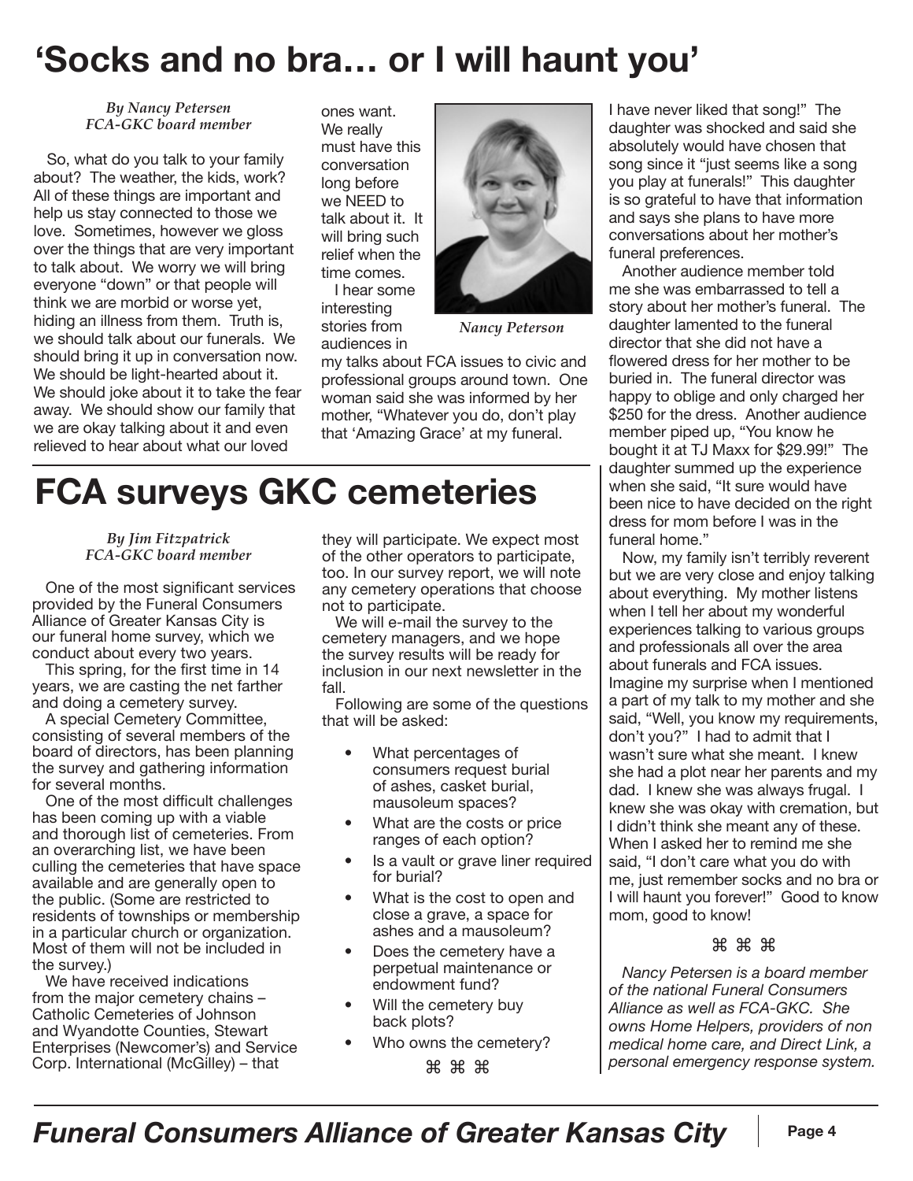# 'Socks and no bra… or I will haunt you'

*By Nancy Petersen*
*FCA-GKC board member*

So, what do you talk to your family about? The weather, the kids, work? All of these things are important and help us stay connected to those we love. Sometimes, however we gloss over the things that are very important to talk about. We worry we will bring everyone "down" or that people will think we are morbid or worse yet, hiding an illness from them. Truth is, we should talk about our funerals. We should bring it up in conversation now. We should be light-hearted about it. We should joke about it to take the fear away. We should show our family that we are okay talking about it and even relieved to hear about what our loved ones want. We really must have this conversation long before we NEED to talk about it. It will bring such relief when the time comes.

*Nancy Peterson*

I hear some interesting stories from audiences in my talks about FCA issues to civic and professional groups around town. One woman said she was informed by her mother, "Whatever you do, don't play that 'Amazing Grace' at my funeral. I have never liked that song!" The daughter was shocked and said she absolutely would have chosen that song since it "just seems like a song you play at funerals!" This daughter is so grateful to have that information and says she plans to have more conversations about her mother's funeral preferences.

Another audience member told me she was embarrassed to tell a story about her mother's funeral. The daughter lamented to the funeral director that she did not have a flowered dress for her mother to be buried in. The funeral director was happy to oblige and only charged her $250 for the dress. Another audience member piped up, "You know he bought it at TJ Maxx for $29.99!" The daughter summed up the experience when she said, "It sure would have been nice to have decided on the right dress for mom before I was in the funeral home."

Now, my family isn't terribly reverent but we are very close and enjoy talking about everything. My mother listens when I tell her about my wonderful experiences talking to various groups and professionals all over the area about funerals and FCA issues. Imagine my surprise when I mentioned a part of my talk to my mother and she said, "Well, you know my requirements, don't you?" I had to admit that I wasn't sure what she meant. I knew she had a plot near her parents and my dad. I knew she was always frugal. I knew she was okay with cremation, but I didn't think she meant any of these. When I asked her to remind me she said, "I don't care what you do with me, just remember socks and no bra or I will haunt you forever!" Good to know mom, good to know!

⌘ ⌘ ⌘

*Nancy Petersen is a board member of the national Funeral Consumers Alliance as well as FCA-GKC. She owns Home Helpers, providers of non medical home care, and Direct Link, a personal emergency response system.*

# FCA surveys GKC cemeteries

*By Jim Fitzpatrick*
*FCA-GKC board member*

One of the most significant services provided by the Funeral Consumers Alliance of Greater Kansas City is our funeral home survey, which we conduct about every two years.

This spring, for the first time in 14 years, we are casting the net farther and doing a cemetery survey.

A special Cemetery Committee, consisting of several members of the board of directors, has been planning the survey and gathering information for several months.

One of the most difficult challenges has been coming up with a viable and thorough list of cemeteries. From an overarching list, we have been culling the cemeteries that have space available and are generally open to the public. (Some are restricted to residents of townships or membership in a particular church or organization. Most of them will not be included in the survey.)

We have received indications from the major cemetery chains – Catholic Cemeteries of Johnson and Wyandotte Counties, Stewart Enterprises (Newcomer's) and Service Corp. International (McGilley) – that they will participate. We expect most of the other operators to participate, too. In our survey report, we will note any cemetery operations that choose not to participate.

We will e-mail the survey to the cemetery managers, and we hope the survey results will be ready for inclusion in our next newsletter in the fall.

Following are some of the questions that will be asked:

- What percentages of consumers request burial of ashes, casket burial, mausoleum spaces?
- What are the costs or price ranges of each option?
- Is a vault or grave liner required for burial?
- What is the cost to open and close a grave, a space for ashes and a mausoleum?
- Does the cemetery have a perpetual maintenance or endowment fund?
- Will the cemetery buy back plots?
- Who owns the cemetery?

⌘ ⌘ ⌘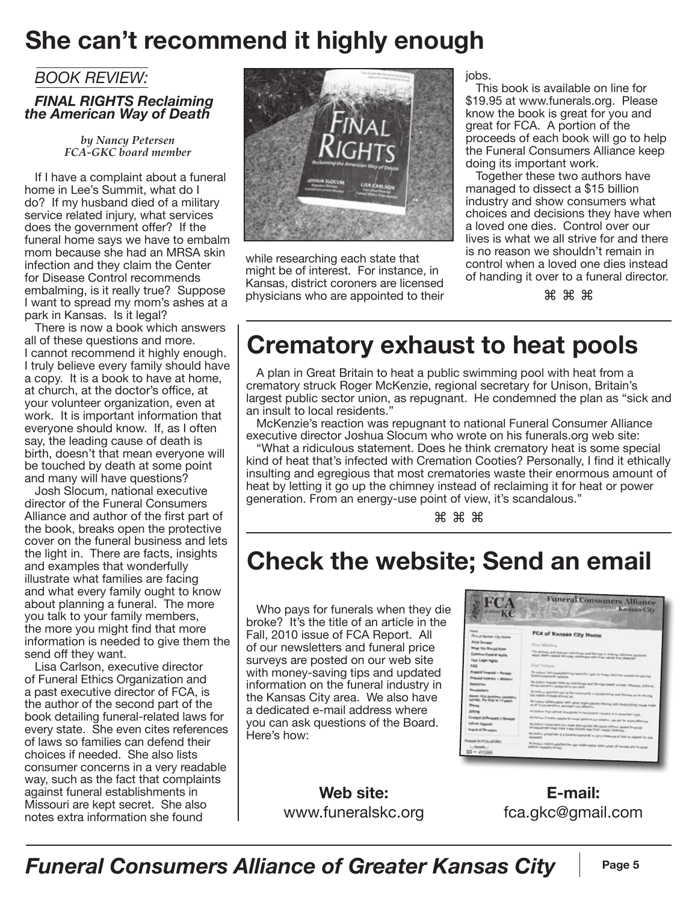# She can't recommend it highly enough

*BOOK REVIEW:*

***FINAL RIGHTS Reclaiming the American Way of Death***

*by Nancy Petersen*
*FCA-GKC board member*

If I have a complaint about a funeral home in Lee's Summit, what do I do? If my husband died of a military service related injury, what services does the government offer? If the funeral home says we have to embalm mom because she had an MRSA skin infection and they claim the Center for Disease Control recommends embalming, is it really true? Suppose I want to spread my mom's ashes at a park in Kansas. Is it legal?

There is now a book which answers all of these questions and more. I cannot recommend it highly enough. I truly believe every family should have a copy. It is a book to have at home, at church, at the doctor's office, at your volunteer organization, even at work. It is important information that everyone should know. If, as I often say, the leading cause of death is birth, doesn't that mean everyone will be touched by death at some point and many will have questions?

Josh Slocum, national executive director of the Funeral Consumers Alliance and author of the first part of the book, breaks open the protective cover on the funeral business and lets the light in. There are facts, insights and examples that wonderfully illustrate what families are facing and what every family ought to know about planning a funeral. The more you talk to your family members, the more you might find that more information is needed to give them the send off they want.

Lisa Carlson, executive director of Funeral Ethics Organization and a past executive director of FCA, is the author of the second part of the book detailing funeral-related laws for every state. She even cites references of laws so families can defend their choices if needed. She also lists consumer concerns in a very readable way, such as the fact that complaints against funeral establishments in Missouri are kept secret. She also notes extra information she found while researching each state that might be of interest. For instance, in Kansas, district coroners are licensed physicians who are appointed to their jobs.

This book is available on line for $19.95 at www.funerals.org. Please know the book is great for you and great for FCA. A portion of the proceeds of each book will go to help the Funeral Consumers Alliance keep doing its important work.

Together these two authors have managed to dissect a $15 billion industry and show consumers what choices and decisions they have when a loved one dies. Control over our lives is what we all strive for and there is no reason we shouldn't remain in control when a loved one dies instead of handing it over to a funeral director.

⌘ ⌘ ⌘

# Crematory exhaust to heat pools

A plan in Great Britain to heat a public swimming pool with heat from a crematory struck Roger McKenzie, regional secretary for Unison, Britain's largest public sector union, as repugnant. He condemned the plan as "sick and an insult to local residents."

McKenzie's reaction was repugnant to national Funeral Consumer Alliance executive director Joshua Slocum who wrote on his funerals.org web site:

"What a ridiculous statement. Does he think crematory heat is some special kind of heat that's infected with Cremation Cooties? Personally, I find it ethically insulting and egregious that most crematories waste their enormous amount of heat by letting it go up the chimney instead of reclaiming it for heat or power generation. From an energy-use point of view, it's scandalous."

⌘ ⌘ ⌘

# Check the website; Send an email

Who pays for funerals when they die broke? It's the title of an article in the Fall, 2010 issue of FCA Report. All of our newsletters and funeral price surveys are posted on our web site with money-saving tips and updated information on the funeral industry in the Kansas City area. We also have a dedicated e-mail address where you can ask questions of the Board. Here's how:

**Web site:**
www.funeralskc.org

**E-mail:**
fca.gkc@gmail.com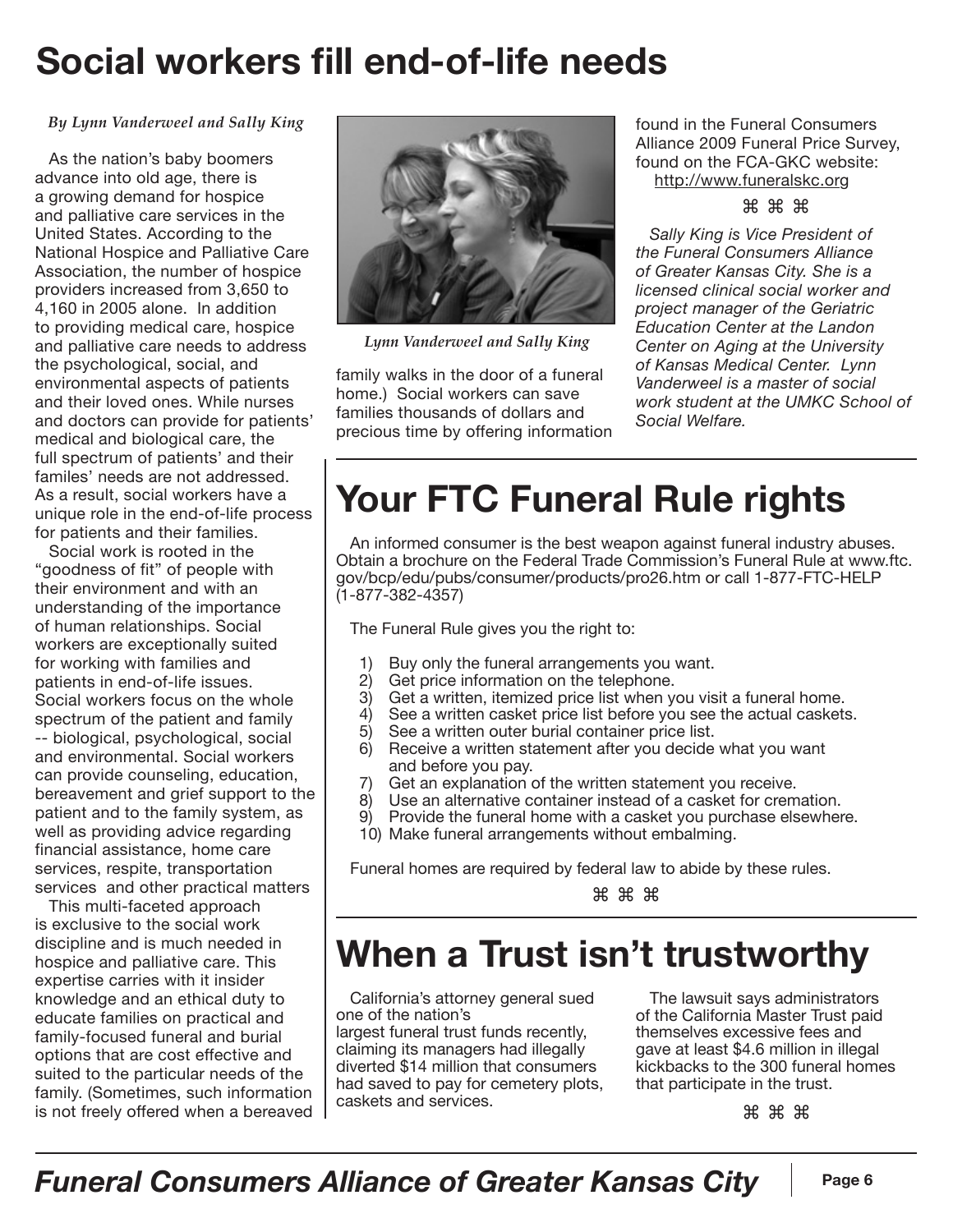# Social workers fill end-of-life needs

*By Lynn Vanderweel and Sally King*

As the nation's baby boomers advance into old age, there is a growing demand for hospice and palliative care services in the United States. According to the National Hospice and Palliative Care Association, the number of hospice providers increased from 3,650 to 4,160 in 2005 alone. In addition to providing medical care, hospice and palliative care needs to address the psychological, social, and environmental aspects of patients and their loved ones. While nurses and doctors can provide for patients' medical and biological care, the full spectrum of patients' and their familes' needs are not addressed. As a result, social workers have a unique role in the end-of-life process for patients and their families.

Social work is rooted in the "goodness of fit" of people with their environment and with an understanding of the importance of human relationships. Social workers are exceptionally suited for working with families and patients in end-of-life issues. Social workers focus on the whole spectrum of the patient and family -- biological, psychological, social and environmental. Social workers can provide counseling, education, bereavement and grief support to the patient and to the family system, as well as providing advice regarding financial assistance, home care services, respite, transportation services and other practical matters

This multi-faceted approach is exclusive to the social work discipline and is much needed in hospice and palliative care. This expertise carries with it insider knowledge and an ethical duty to educate families on practical and family-focused funeral and burial options that are cost effective and suited to the particular needs of the family. (Sometimes, such information is not freely offered when a bereaved family walks in the door of a funeral home.) Social workers can save families thousands of dollars and precious time by offering information found in the Funeral Consumers Alliance 2009 Funeral Price Survey, found on the FCA-GKC website: http://www.funeralskc.org

*Lynn Vanderweel and Sally King*

⌘ ⌘ ⌘

*Sally King is Vice President of the Funeral Consumers Alliance of Greater Kansas City. She is a licensed clinical social worker and project manager of the Geriatric Education Center at the Landon Center on Aging at the University of Kansas Medical Center. Lynn Vanderweel is a master of social work student at the UMKC School of Social Welfare.*

# Your FTC Funeral Rule rights

An informed consumer is the best weapon against funeral industry abuses. Obtain a brochure on the Federal Trade Commission's Funeral Rule at www.ftc.gov/bcp/edu/pubs/consumer/products/pro26.htm or call 1-877-FTC-HELP (1-877-382-4357)

The Funeral Rule gives you the right to:

1) Buy only the funeral arrangements you want.
2) Get price information on the telephone.
3) Get a written, itemized price list when you visit a funeral home.
4) See a written casket price list before you see the actual caskets.
5) See a written outer burial container price list.
6) Receive a written statement after you decide what you want and before you pay.
7) Get an explanation of the written statement you receive.
8) Use an alternative container instead of a casket for cremation.
9) Provide the funeral home with a casket you purchase elsewhere.
10) Make funeral arrangements without embalming.

Funeral homes are required by federal law to abide by these rules.

⌘ ⌘ ⌘

# When a Trust isn't trustworthy

California's attorney general sued one of the nation's largest funeral trust funds recently, claiming its managers had illegally diverted $14 million that consumers had saved to pay for cemetery plots, caskets and services.

The lawsuit says administrators of the California Master Trust paid themselves excessive fees and gave at least $4.6 million in illegal kickbacks to the 300 funeral homes that participate in the trust.

⌘ ⌘ ⌘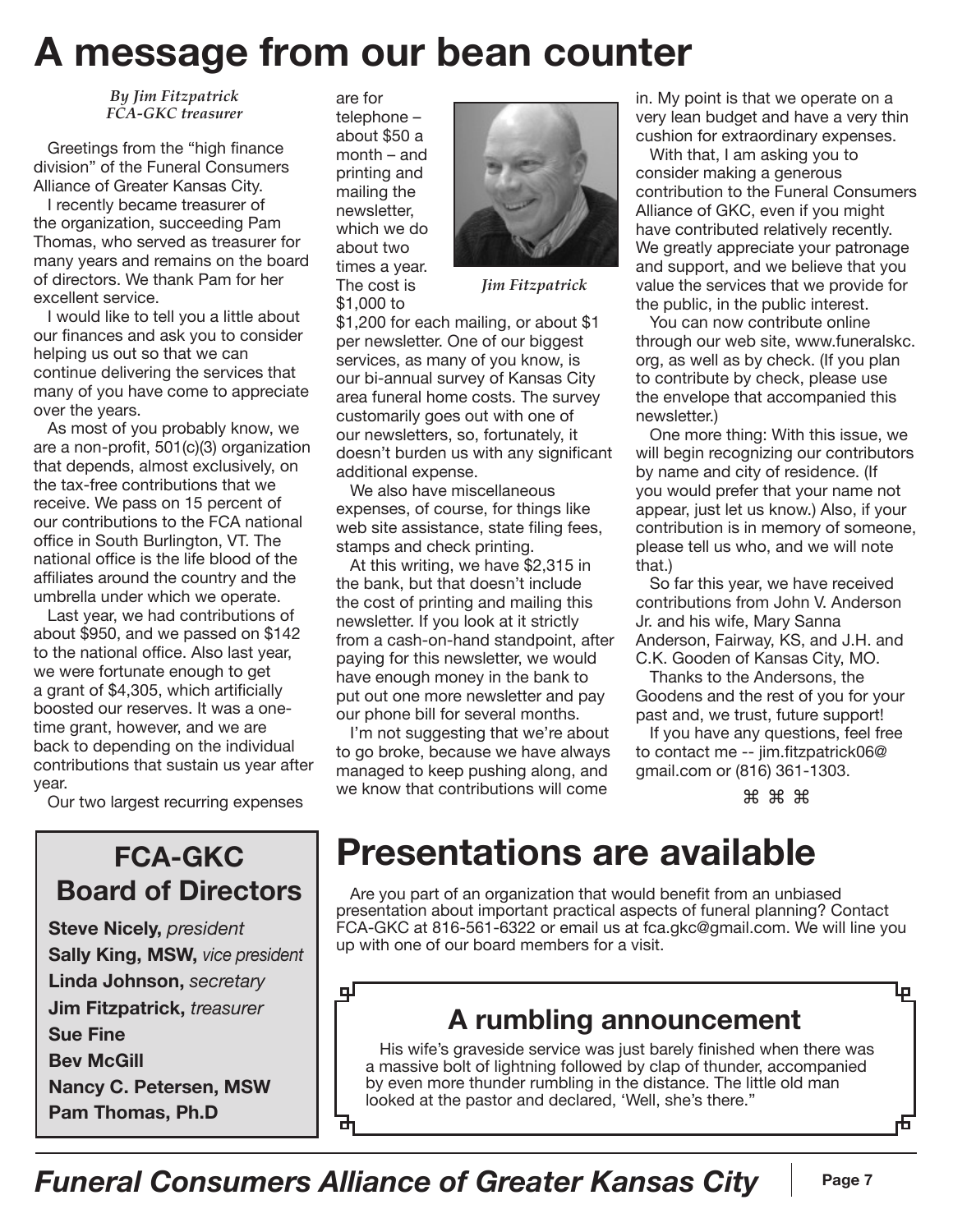# A message from our bean counter

*By Jim Fitzpatrick*
*FCA-GKC treasurer*

Greetings from the "high finance division" of the Funeral Consumers Alliance of Greater Kansas City.

I recently became treasurer of the organization, succeeding Pam Thomas, who served as treasurer for many years and remains on the board of directors. We thank Pam for her excellent service.

I would like to tell you a little about our finances and ask you to consider helping us out so that we can continue delivering the services that many of you have come to appreciate over the years.

As most of you probably know, we are a non-profit, 501(c)(3) organization that depends, almost exclusively, on the tax-free contributions that we receive. We pass on 15 percent of our contributions to the FCA national office in South Burlington, VT. The national office is the life blood of the affiliates around the country and the umbrella under which we operate.

Last year, we had contributions of about $950, and we passed on $142 to the national office. Also last year, we were fortunate enough to get a grant of $4,305, which artificially boosted our reserves. It was a one-time grant, however, and we are back to depending on the individual contributions that sustain us year after year.

Our two largest recurring expenses are for telephone – about $50 a month – and printing and mailing the newsletter, which we do about two times a year. The cost is $1,000 to $1,200 for each mailing, or about $1 per newsletter. One of our biggest services, as many of you know, is our bi-annual survey of Kansas City area funeral home costs. The survey customarily goes out with one of our newsletters, so, fortunately, it doesn't burden us with any significant additional expense.

*Jim Fitzpatrick*

We also have miscellaneous expenses, of course, for things like web site assistance, state filing fees, stamps and check printing.

At this writing, we have $2,315 in the bank, but that doesn't include the cost of printing and mailing this newsletter. If you look at it strictly from a cash-on-hand standpoint, after paying for this newsletter, we would have enough money in the bank to put out one more newsletter and pay our phone bill for several months.

I'm not suggesting that we're about to go broke, because we have always managed to keep pushing along, and we know that contributions will come in. My point is that we operate on a very lean budget and have a very thin cushion for extraordinary expenses.

With that, I am asking you to consider making a generous contribution to the Funeral Consumers Alliance of GKC, even if you might have contributed relatively recently. We greatly appreciate your patronage and support, and we believe that you value the services that we provide for the public, in the public interest.

You can now contribute online through our web site, www.funeralskc.org, as well as by check. (If you plan to contribute by check, please use the envelope that accompanied this newsletter.)

One more thing: With this issue, we will begin recognizing our contributors by name and city of residence. (If you would prefer that your name not appear, just let us know.) Also, if your contribution is in memory of someone, please tell us who, and we will note that.)

So far this year, we have received contributions from John V. Anderson Jr. and his wife, Mary Sanna Anderson, Fairway, KS, and J.H. and C.K. Gooden of Kansas City, MO.

Thanks to the Andersons, the Goodens and the rest of you for your past and, we trust, future support!

If you have any questions, feel free to contact me -- jim.fitzpatrick06@gmail.com or (816) 361-1303.

⌘ ⌘ ⌘

## FCA-GKC Board of Directors

**Steve Nicely,** *president*
**Sally King, MSW,** *vice president*
**Linda Johnson,** *secretary*
**Jim Fitzpatrick,** *treasurer*
**Sue Fine**
**Bev McGill**
**Nancy C. Petersen, MSW**
**Pam Thomas, Ph.D**

# Presentations are available

Are you part of an organization that would benefit from an unbiased presentation about important practical aspects of funeral planning? Contact FCA-GKC at 816-561-6322 or email us at fca.gkc@gmail.com. We will line you up with one of our board members for a visit.

## A rumbling announcement

His wife's graveside service was just barely finished when there was a massive bolt of lightning followed by clap of thunder, accompanied by even more thunder rumbling in the distance. The little old man looked at the pastor and declared, 'Well, she's there."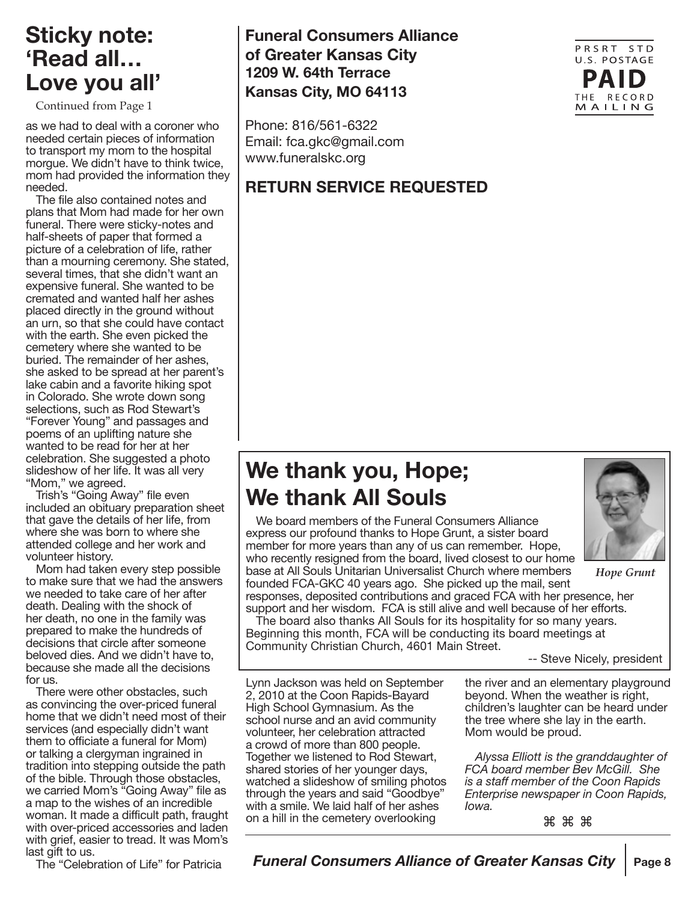# Sticky note: 'Read all… Love you all'

Continued from Page 1

as we had to deal with a coroner who needed certain pieces of information to transport my mom to the hospital morgue. We didn't have to think twice, mom had provided the information they needed.

The file also contained notes and plans that Mom had made for her own funeral. There were sticky-notes and half-sheets of paper that formed a picture of a celebration of life, rather than a mourning ceremony. She stated, several times, that she didn't want an expensive funeral. She wanted to be cremated and wanted half her ashes placed directly in the ground without an urn, so that she could have contact with the earth. She even picked the cemetery where she wanted to be buried. The remainder of her ashes, she asked to be spread at her parent's lake cabin and a favorite hiking spot in Colorado. She wrote down song selections, such as Rod Stewart's "Forever Young" and passages and poems of an uplifting nature she wanted to be read for her at her celebration. She suggested a photo slideshow of her life. It was all very "Mom," we agreed.

Trish's "Going Away" file even included an obituary preparation sheet that gave the details of her life, from where she was born to where she attended college and her work and volunteer history.

Mom had taken every step possible to make sure that we had the answers we needed to take care of her after death. Dealing with the shock of her death, no one in the family was prepared to make the hundreds of decisions that circle after someone beloved dies. And we didn't have to, because she made all the decisions for us.

There were other obstacles, such as convincing the over-priced funeral home that we didn't need most of their services (and especially didn't want them to officiate a funeral for Mom) or talking a clergyman ingrained in tradition into stepping outside the path of the bible. Through those obstacles, we carried Mom's "Going Away" file as a map to the wishes of an incredible woman. It made a difficult path, fraught with over-priced accessories and laden with grief, easier to tread. It was Mom's last gift to us.

The "Celebration of Life" for Patricia Lynn Jackson was held on September 2, 2010 at the Coon Rapids-Bayard High School Gymnasium. As the school nurse and an avid community volunteer, her celebration attracted a crowd of more than 800 people. Together we listened to Rod Stewart, shared stories of her younger days, watched a slideshow of smiling photos through the years and said "Goodbye" with a smile. We laid half of her ashes on a hill in the cemetery overlooking the river and an elementary playground beyond. When the weather is right, children's laughter can be heard under the tree where she lay in the earth. Mom would be proud.

*Alyssa Elliott is the granddaughter of FCA board member Bev McGill. She is a staff member of the Coon Rapids Enterprise newspaper in Coon Rapids, Iowa.*

⌘ ⌘ ⌘

**Funeral Consumers Alliance of Greater Kansas City**
**1209 W. 64th Terrace**
**Kansas City, MO 64113**

Phone: 816/561-6322
Email: fca.gkc@gmail.com
www.funeralskc.org

**RETURN SERVICE REQUESTED**

PRSRT STD
U.S. POSTAGE
**PAID**
THE RECORD MAILING

# We thank you, Hope; We thank All Souls

*Hope Grunt*

We board members of the Funeral Consumers Alliance express our profound thanks to Hope Grunt, a sister board member for more years than any of us can remember. Hope, who recently resigned from the board, lived closest to our home base at All Souls Unitarian Universalist Church where members founded FCA-GKC 40 years ago. She picked up the mail, sent responses, deposited contributions and graced FCA with her presence, her support and her wisdom. FCA is still alive and well because of her efforts.

The board also thanks All Souls for its hospitality for so many years. Beginning this month, FCA will be conducting its board meetings at Community Christian Church, 4601 Main Street.

-- Steve Nicely, president